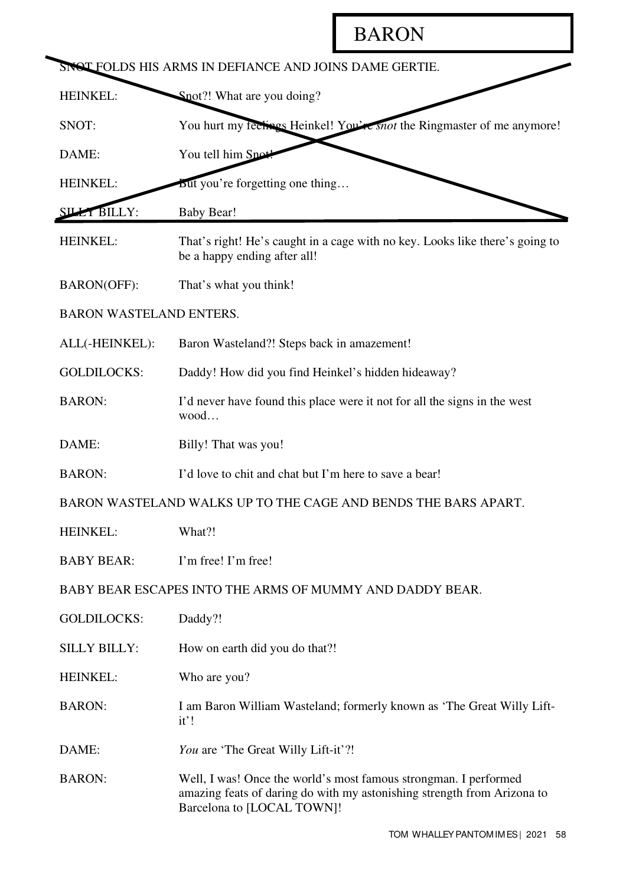# BARON

SNOT FOLDS HIS ARMS IN DEFIANCE AND JOINS DAME GERTIE.

HEINKEL: Snot?! What are you doing?

SNOT: You hurt my feelings Heinkel! You're *snot* the Ringmaster of me anymore!

DAME: You tell him Snot!

HEINKEL: But you're forgetting one thing…

SILLY BILLY: Baby Bear!

HEINKEL: That's right! He's caught in a cage with no key. Looks like there's going to be a happy ending after all!

BARON(OFF): That's what you think!

BARON WASTELAND ENTERS.

ALL(-HEINKEL): Baron Wasteland?! Steps back in amazement!

GOLDILOCKS: Daddy! How did you find Heinkel's hidden hideaway?

BARON: I'd never have found this place were it not for all the signs in the west wood…

DAME: Billy! That was you!

BARON: I'd love to chit and chat but I'm here to save a bear!

BARON WASTELAND WALKS UP TO THE CAGE AND BENDS THE BARS APART.

HEINKEL: What?!

BABY BEAR: I'm free! I'm free!

BABY BEAR ESCAPES INTO THE ARMS OF MUMMY AND DADDY BEAR.

GOLDILOCKS: Daddy?!

SILLY BILLY: How on earth did you do that?!

HEINKEL: Who are you?

BARON: I am Baron William Wasteland; formerly known as 'The Great Willy Lift-it'!

DAME: *You* are 'The Great Willy Lift-it'?!

BARON: Well, I was! Once the world's most famous strongman. I performed amazing feats of daring do with my astonishing strength from Arizona to Barcelona to [LOCAL TOWN]!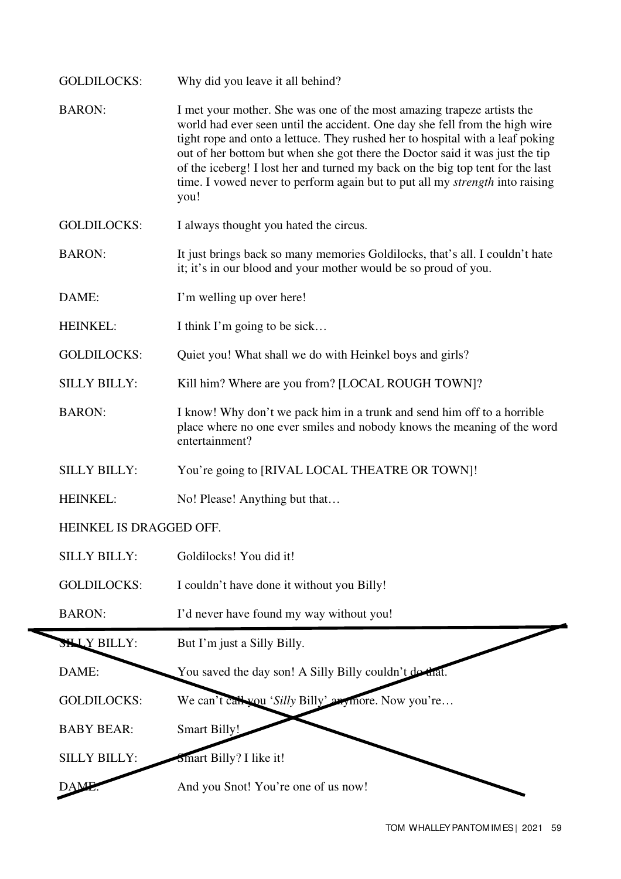GOLDILOCKS: Why did you leave it all behind?

BARON: I met your mother. She was one of the most amazing trapeze artists the world had ever seen until the accident. One day she fell from the high wire tight rope and onto a lettuce. They rushed her to hospital with a leaf poking out of her bottom but when she got there the Doctor said it was just the tip of the iceberg! I lost her and turned my back on the big top tent for the last time. I vowed never to perform again but to put all my *strength* into raising you!

GOLDILOCKS: I always thought you hated the circus.

BARON: It just brings back so many memories Goldilocks, that's all. I couldn't hate it; it's in our blood and your mother would be so proud of you.

DAME: I'm welling up over here!

HEINKEL: I think I'm going to be sick…

GOLDILOCKS: Quiet you! What shall we do with Heinkel boys and girls?

SILLY BILLY: Kill him? Where are you from? [LOCAL ROUGH TOWN]?

BARON: I know! Why don't we pack him in a trunk and send him off to a horrible place where no one ever smiles and nobody knows the meaning of the word entertainment?

SILLY BILLY: You're going to [RIVAL LOCAL THEATRE OR TOWN]!

HEINKEL: No! Please! Anything but that…

HEINKEL IS DRAGGED OFF.

SILLY BILLY: Goldilocks! You did it!

GOLDILOCKS: I couldn't have done it without you Billy!

BARON: I'd never have found my way without you!

SILLY BILLY: But I'm just a Silly Billy.

DAME: You saved the day son! A Silly Billy couldn't do that.

GOLDILOCKS: We can't call you '*Silly* Billy' anymore. Now you're…

BABY BEAR: Smart Billy!

SILLY BILLY: Smart Billy? I like it!

DAME: And you Snot! You're one of us now!